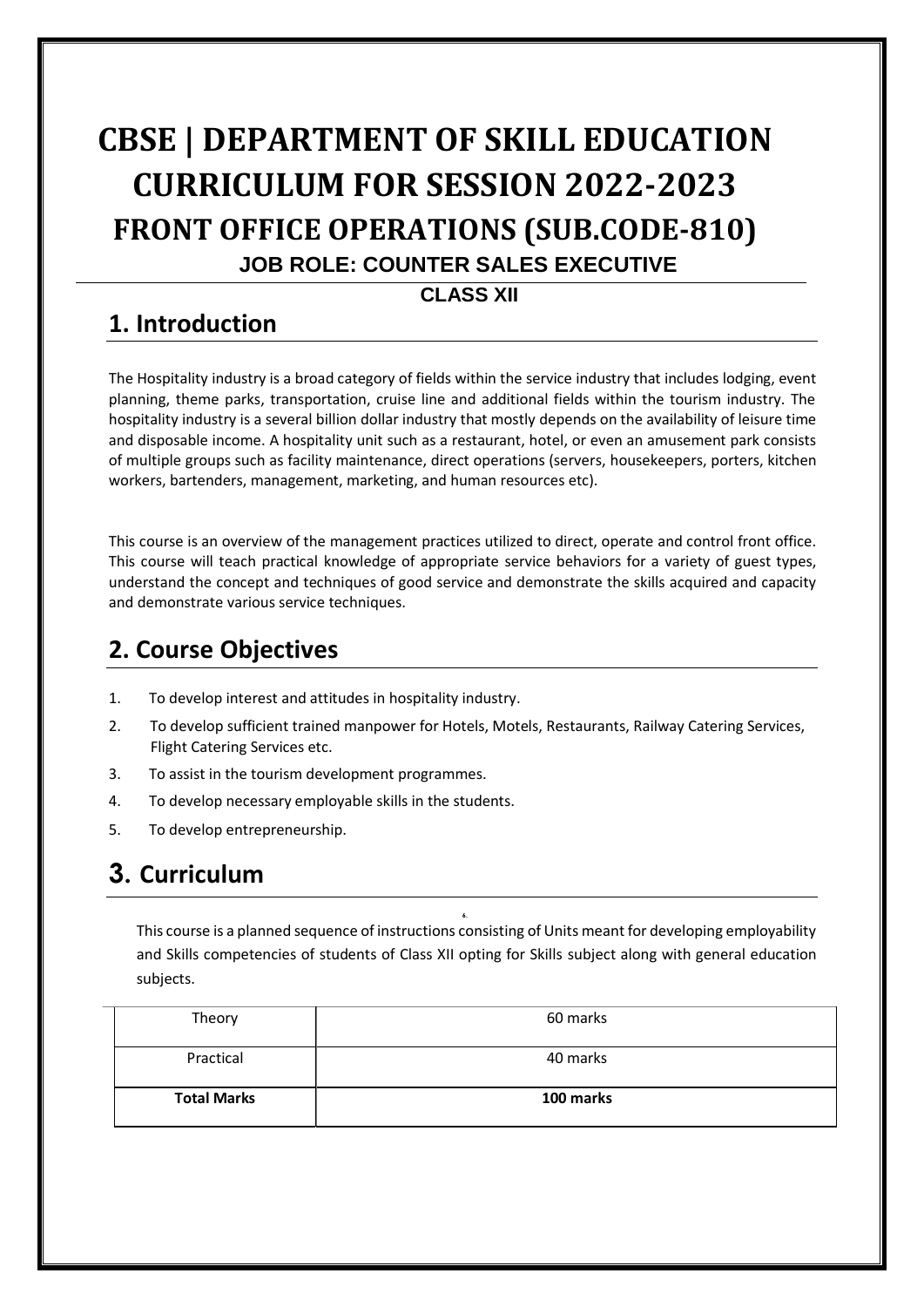# CBSE | DEPARTMENT OF SKILL EDUCATION CURRICULUM FOR SESSION 2022-2023

# FRONT OFFICE OPERATIONS (SUB.CODE-810)

### JOB ROLE: COUNTER SALES EXECUTIVE

### CLASS XII

## 1. Introduction

The Hospitality industry is a broad category of fields within the service industry that includes lodging, event planning, theme parks, transportation, cruise line and additional fields within the tourism industry. The hospitality industry is a several billion dollar industry that mostly depends on the availability of leisure time and disposable income. A hospitality unit such as a restaurant, hotel, or even an amusement park consists of multiple groups such as facility maintenance, direct operations (servers, housekeepers, porters, kitchen workers, bartenders, management, marketing, and human resources etc).

This course is an overview of the management practices utilized to direct, operate and control front office. This course will teach practical knowledge of appropriate service behaviors for a variety of guest types, understand the concept and techniques of good service and demonstrate the skills acquired and capacity and demonstrate various service techniques.

## 2. Course Objectives

1. To develop interest and attitudes in hospitality industry.
2. To develop sufficient trained manpower for Hotels, Motels, Restaurants, Railway Catering Services, Flight Catering Services etc.
3. To assist in the tourism development programmes.
4. To develop necessary employable skills in the students.
5. To develop entrepreneurship.

## 3. Curriculum

This course is a planned sequence of instructions consisting of Units meant for developing employability and Skills competencies of students of Class XII opting for Skills subject along with general education subjects.

| Theory | 60 marks |
|---|---|
| Practical | 40 marks |
| **Total Marks** | **100 marks** |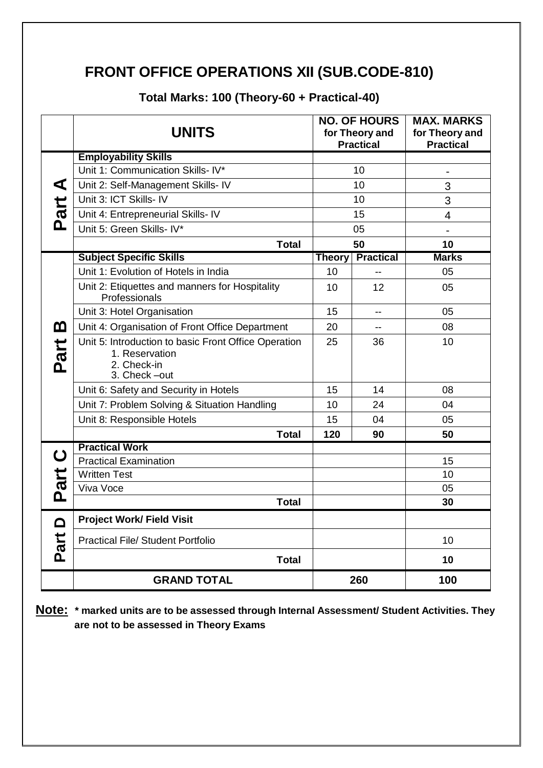# FRONT OFFICE OPERATIONS XII (SUB.CODE-810)

### Total Marks: 100 (Theory-60 + Practical-40)

| | **UNITS** | **NO. OF HOURS for Theory and Practical** | | **MAX. MARKS for Theory and Practical** |
|---|---|---|---|---|
| **Part A** | **Employability Skills** | | | |
| | Unit 1: Communication Skills- IV* | 10 | | - |
| | Unit 2: Self-Management Skills- IV | 10 | | 3 |
| | Unit 3: ICT Skills- IV | 10 | | 3 |
| | Unit 4: Entrepreneurial Skills- IV | 15 | | 4 |
| | Unit 5: Green Skills- IV* | 05 | | - |
| | **Total** | **50** | | **10** |
| **Part B** | **Subject Specific Skills** | **Theory** | **Practical** | **Marks** |
| | Unit 1: Evolution of Hotels in India | 10 | -- | 05 |
| | Unit 2: Etiquettes and manners for Hospitality Professionals | 10 | 12 | 05 |
| | Unit 3: Hotel Organisation | 15 | -- | 05 |
| | Unit 4: Organisation of Front Office Department | 20 | -- | 08 |
| | Unit 5: Introduction to basic Front Office Operation<br>1. Reservation<br>2. Check-in<br>3. Check –out | 25 | 36 | 10 |
| | Unit 6: Safety and Security in Hotels | 15 | 14 | 08 |
| | Unit 7: Problem Solving & Situation Handling | 10 | 24 | 04 |
| | Unit 8: Responsible Hotels | 15 | 04 | 05 |
| | **Total** | **120** | **90** | **50** |
| **Part C** | **Practical Work** | | | |
| | Practical Examination | | | 15 |
| | Written Test | | | 10 |
| | Viva Voce | | | 05 |
| | **Total** | | | **30** |
| **Part D** | **Project Work/ Field Visit** | | | |
| | Practical File/ Student Portfolio | | | 10 |
| | **Total** | | | **10** |
| | **GRAND TOTAL** | **260** | | **100** |

**Note:** **\* marked units are to be assessed through Internal Assessment/ Student Activities. They are not to be assessed in Theory Exams**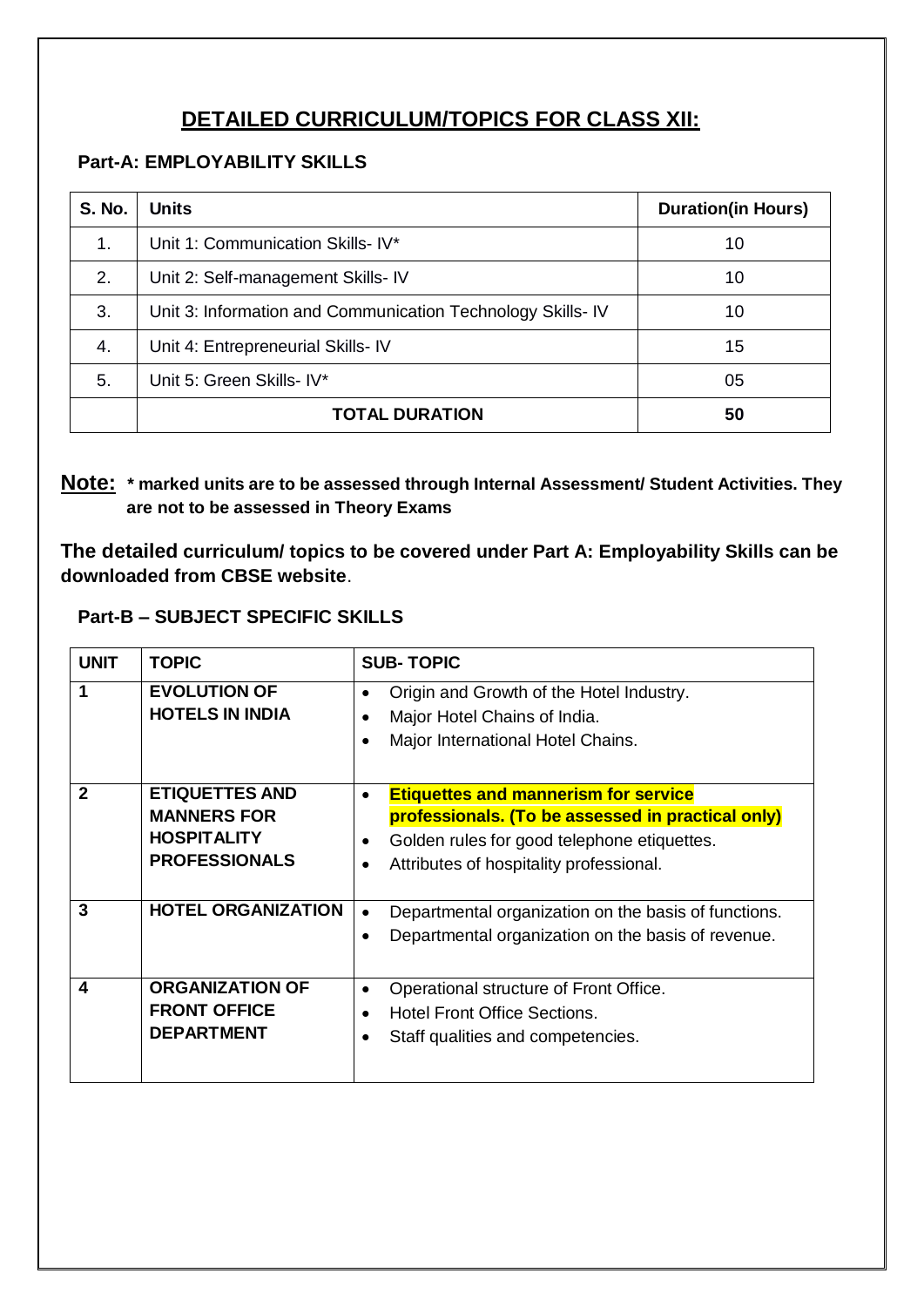# DETAILED CURRICULUM/TOPICS FOR CLASS XII:

## Part-A: EMPLOYABILITY SKILLS

| S. No. | Units | Duration(in Hours) |
|---|---|---|
| 1. | Unit 1: Communication Skills- IV* | 10 |
| 2. | Unit 2: Self-management Skills- IV | 10 |
| 3. | Unit 3: Information and Communication Technology Skills- IV | 10 |
| 4. | Unit 4: Entrepreneurial Skills- IV | 15 |
| 5. | Unit 5: Green Skills- IV* | 05 |
| | **TOTAL DURATION** | **50** |

**Note: * marked units are to be assessed through Internal Assessment/ Student Activities. They are not to be assessed in Theory Exams**

**The detailed curriculum/ topics to be covered under Part A: Employability Skills can be downloaded from CBSE website**.

## Part-B – SUBJECT SPECIFIC SKILLS

| UNIT | TOPIC | SUB- TOPIC |
|---|---|---|
| **1** | **EVOLUTION OF HOTELS IN INDIA** | • Origin and Growth of the Hotel Industry.<br>• Major Hotel Chains of India.<br>• Major International Hotel Chains. |
| **2** | **ETIQUETTES AND MANNERS FOR HOSPITALITY PROFESSIONALS** | • **Etiquettes and mannerism for service professionals. (To be assessed in practical only)**<br>• Golden rules for good telephone etiquettes.<br>• Attributes of hospitality professional. |
| **3** | **HOTEL ORGANIZATION** | • Departmental organization on the basis of functions.<br>• Departmental organization on the basis of revenue. |
| **4** | **ORGANIZATION OF FRONT OFFICE DEPARTMENT** | • Operational structure of Front Office.<br>• Hotel Front Office Sections.<br>• Staff qualities and competencies. |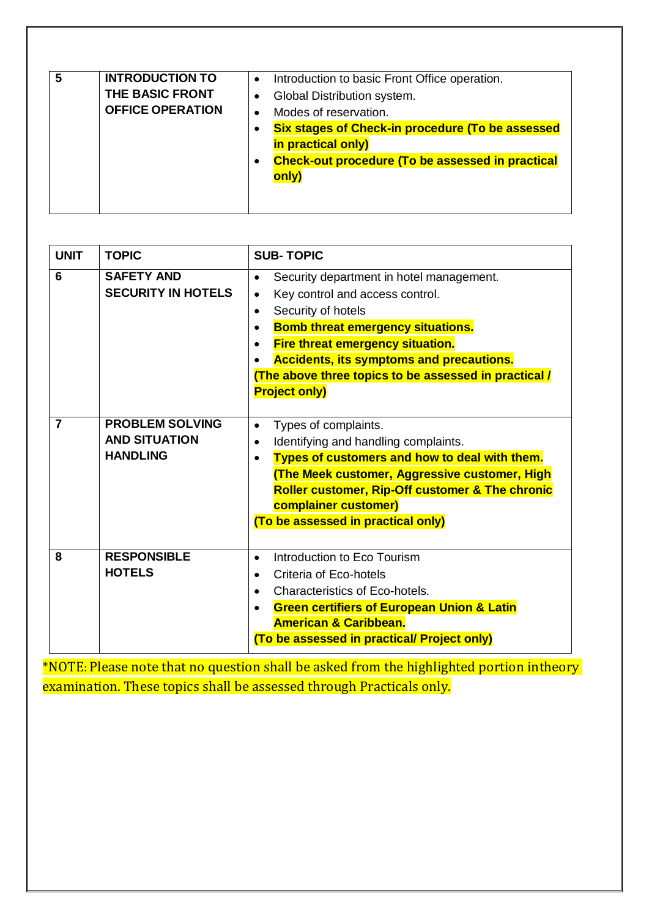| | | |
|---|---|---|
| 5 | **INTRODUCTION TO THE BASIC FRONT OFFICE OPERATION** | • Introduction to basic Front Office operation.<br>• Global Distribution system.<br>• Modes of reservation.<br>• **Six stages of Check-in procedure (To be assessed in practical only)**<br>• **Check-out procedure (To be assessed in practical only)** |

| UNIT | TOPIC | SUB- TOPIC |
|---|---|---|
| 6 | **SAFETY AND SECURITY IN HOTELS** | • Security department in hotel management.<br>• Key control and access control.<br>• Security of hotels<br>• **Bomb threat emergency situations.**<br>• **Fire threat emergency situation.**<br>• **Accidents, its symptoms and precautions.**<br>**(The above three topics to be assessed in practical / Project only)** |
| 7 | **PROBLEM SOLVING AND SITUATION HANDLING** | • Types of complaints.<br>• Identifying and handling complaints.<br>• **Types of customers and how to deal with them. (The Meek customer, Aggressive customer, High Roller customer, Rip-Off customer & The chronic complainer customer)**<br>**(To be assessed in practical only)** |
| 8 | **RESPONSIBLE HOTELS** | • Introduction to Eco Tourism<br>• Criteria of Eco-hotels<br>• Characteristics of Eco-hotels.<br>• **Green certifiers of European Union & Latin American & Caribbean.**<br>**(To be assessed in practical/ Project only)** |

*NOTE: Please note that no question shall be asked from the highlighted portion intheory examination. These topics shall be assessed through Practicals only.